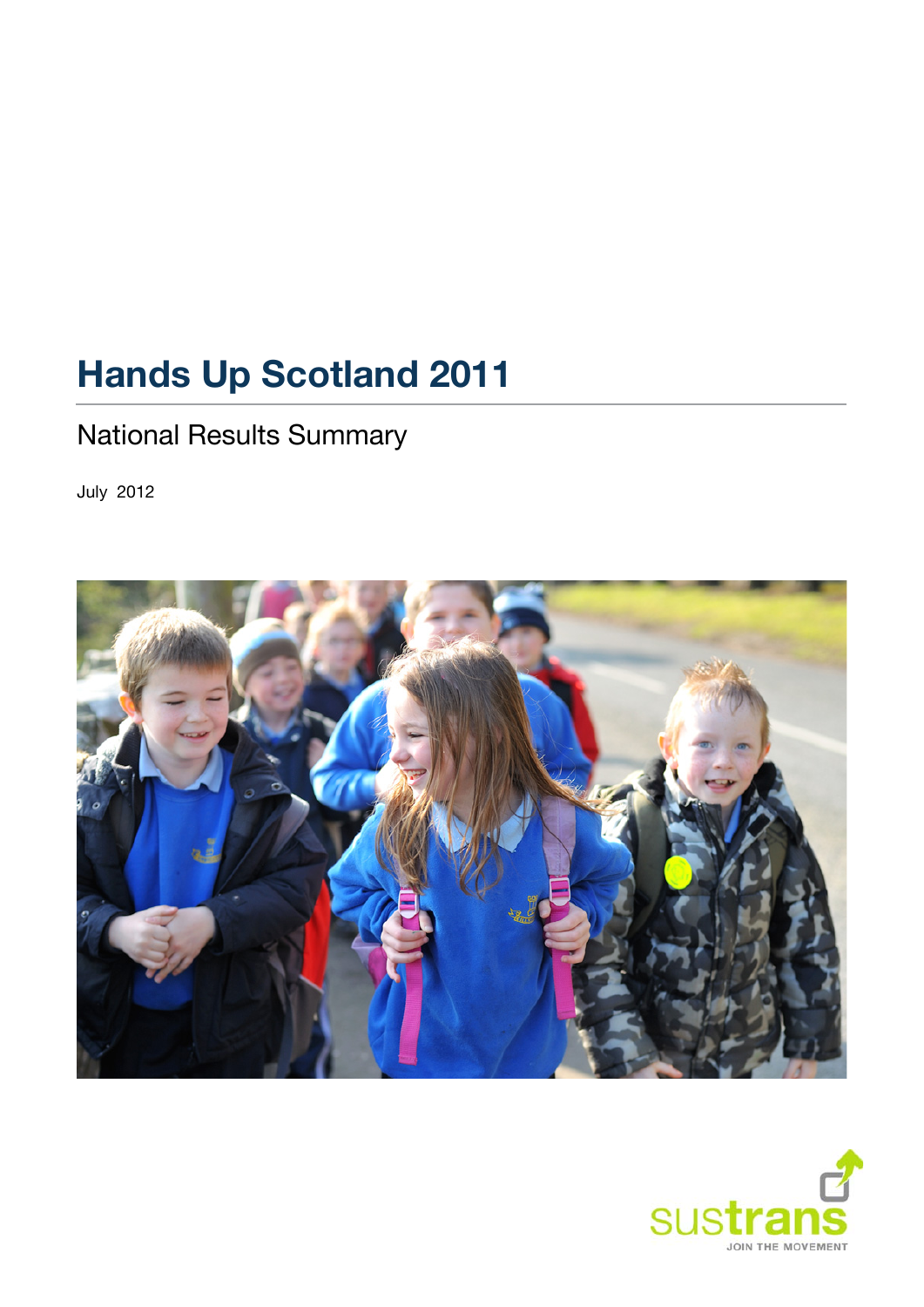# Hands Up Scotland 2011

## National Results Summary

July 2012

sustrans
JOIN THE MOVEMENT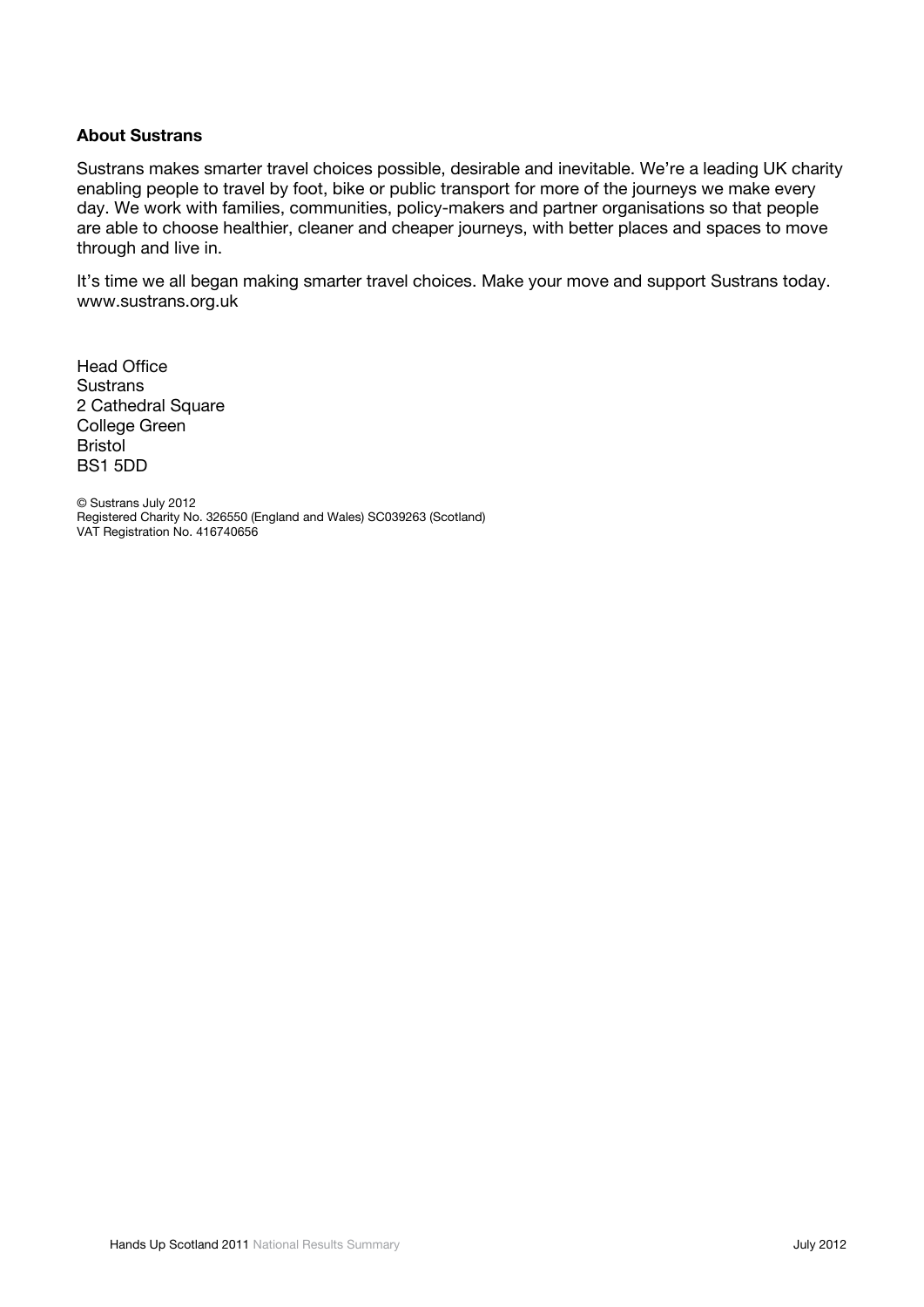**About Sustrans**

Sustrans makes smarter travel choices possible, desirable and inevitable. We're a leading UK charity enabling people to travel by foot, bike or public transport for more of the journeys we make every day. We work with families, communities, policy-makers and partner organisations so that people are able to choose healthier, cleaner and cheaper journeys, with better places and spaces to move through and live in.

It's time we all began making smarter travel choices. Make your move and support Sustrans today. www.sustrans.org.uk

Head Office
Sustrans
2 Cathedral Square
College Green
Bristol
BS1 5DD

© Sustrans July 2012
Registered Charity No. 326550 (England and Wales) SC039263 (Scotland)
VAT Registration No. 416740656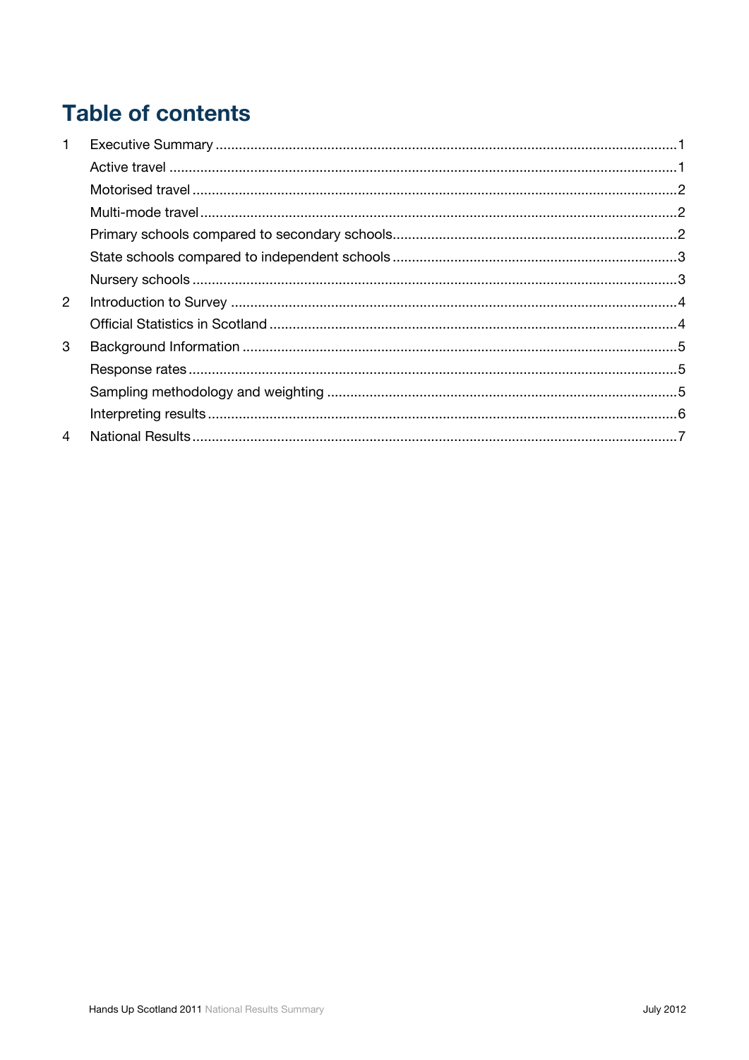# Table of contents

| | | |
|---|---|---|
| 1 | Executive Summary | 1 |
| | Active travel | 1 |
| | Motorised travel | 2 |
| | Multi-mode travel | 2 |
| | Primary schools compared to secondary schools | 2 |
| | State schools compared to independent schools | 3 |
| | Nursery schools | 3 |
| 2 | Introduction to Survey | 4 |
| | Official Statistics in Scotland | 4 |
| 3 | Background Information | 5 |
| | Response rates | 5 |
| | Sampling methodology and weighting | 5 |
| | Interpreting results | 6 |
| 4 | National Results | 7 |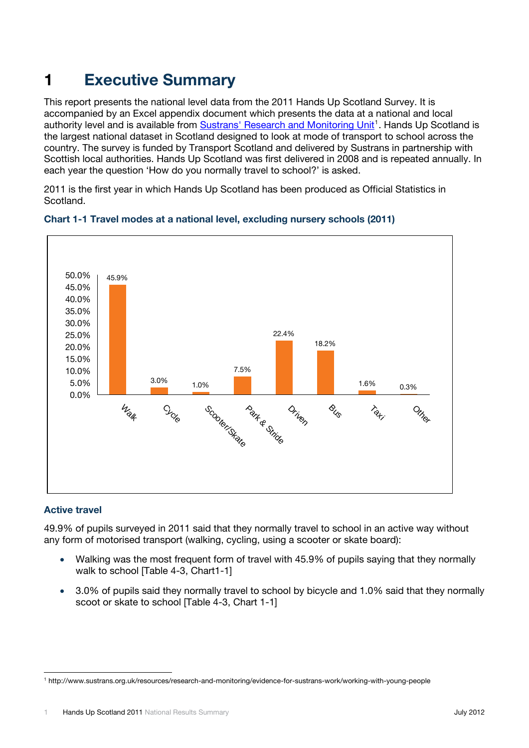# 1 Executive Summary

This report presents the national level data from the 2011 Hands Up Scotland Survey. It is accompanied by an Excel appendix document which presents the data at a national and local authority level and is available from Sustrans' Research and Monitoring Unit[1]. Hands Up Scotland is the largest national dataset in Scotland designed to look at mode of transport to school across the country. The survey is funded by Transport Scotland and delivered by Sustrans in partnership with Scottish local authorities. Hands Up Scotland was first delivered in 2008 and is repeated annually. In each year the question 'How do you normally travel to school?' is asked.

2011 is the first year in which Hands Up Scotland has been produced as Official Statistics in Scotland.

### Chart 1-1 Travel modes at a national level, excluding nursery schools (2011)

| Mode | Percentage |
|---|---|
| Walk | 45.9% |
| Cycle | 3.0% |
| Scooter/Skate | 1.0% |
| Park & Stride | 7.5% |
| Driven | 22.4% |
| Bus | 18.2% |
| Taxi | 1.6% |
| Other | 0.3% |

### Active travel

49.9% of pupils surveyed in 2011 said that they normally travel to school in an active way without any form of motorised transport (walking, cycling, using a scooter or skate board):

- Walking was the most frequent form of travel with 45.9% of pupils saying that they normally walk to school [Table 4-3, Chart1-1]
- 3.0% of pupils said they normally travel to school by bicycle and 1.0% said that they normally scoot or skate to school [Table 4-3, Chart 1-1]

[1] http://www.sustrans.org.uk/resources/research-and-monitoring/evidence-for-sustrans-work/working-with-young-people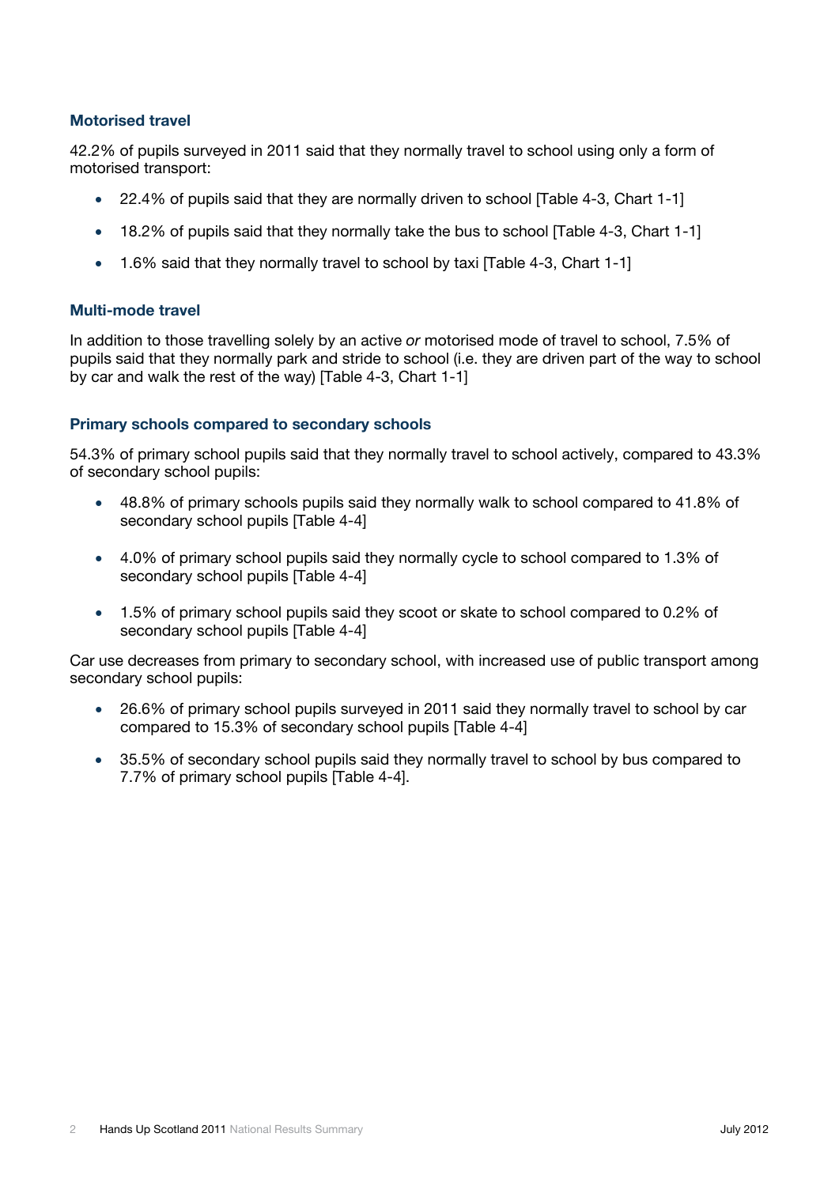### Motorised travel

42.2% of pupils surveyed in 2011 said that they normally travel to school using only a form of motorised transport:

- 22.4% of pupils said that they are normally driven to school [Table 4-3, Chart 1-1]
- 18.2% of pupils said that they normally take the bus to school [Table 4-3, Chart 1-1]
- 1.6% said that they normally travel to school by taxi [Table 4-3, Chart 1-1]

### Multi-mode travel

In addition to those travelling solely by an active *or* motorised mode of travel to school, 7.5% of pupils said that they normally park and stride to school (i.e. they are driven part of the way to school by car and walk the rest of the way) [Table 4-3, Chart 1-1]

### Primary schools compared to secondary schools

54.3% of primary school pupils said that they normally travel to school actively, compared to 43.3% of secondary school pupils:

- 48.8% of primary schools pupils said they normally walk to school compared to 41.8% of secondary school pupils [Table 4-4]
- 4.0% of primary school pupils said they normally cycle to school compared to 1.3% of secondary school pupils [Table 4-4]
- 1.5% of primary school pupils said they scoot or skate to school compared to 0.2% of secondary school pupils [Table 4-4]

Car use decreases from primary to secondary school, with increased use of public transport among secondary school pupils:

- 26.6% of primary school pupils surveyed in 2011 said they normally travel to school by car compared to 15.3% of secondary school pupils [Table 4-4]
- 35.5% of secondary school pupils said they normally travel to school by bus compared to 7.7% of primary school pupils [Table 4-4].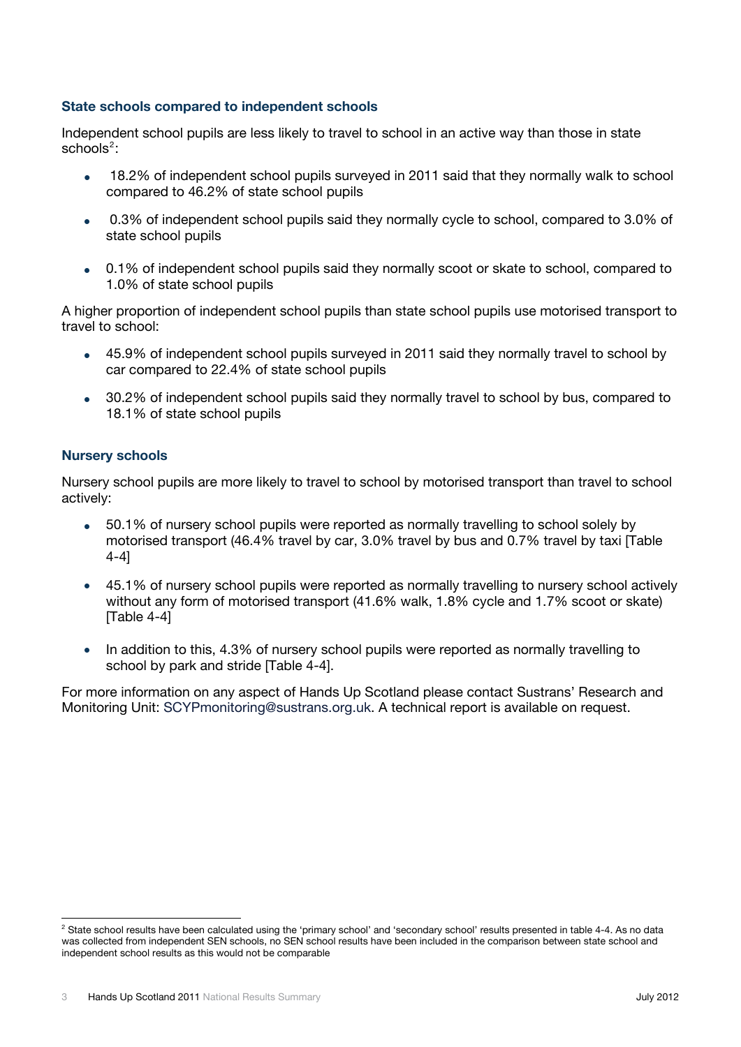### State schools compared to independent schools

Independent school pupils are less likely to travel to school in an active way than those in state schools[2]:

- 18.2% of independent school pupils surveyed in 2011 said that they normally walk to school compared to 46.2% of state school pupils
- 0.3% of independent school pupils said they normally cycle to school, compared to 3.0% of state school pupils
- 0.1% of independent school pupils said they normally scoot or skate to school, compared to 1.0% of state school pupils

A higher proportion of independent school pupils than state school pupils use motorised transport to travel to school:

- 45.9% of independent school pupils surveyed in 2011 said they normally travel to school by car compared to 22.4% of state school pupils
- 30.2% of independent school pupils said they normally travel to school by bus, compared to 18.1% of state school pupils

### Nursery schools

Nursery school pupils are more likely to travel to school by motorised transport than travel to school actively:

- 50.1% of nursery school pupils were reported as normally travelling to school solely by motorised transport (46.4% travel by car, 3.0% travel by bus and 0.7% travel by taxi [Table 4-4]
- 45.1% of nursery school pupils were reported as normally travelling to nursery school actively without any form of motorised transport (41.6% walk, 1.8% cycle and 1.7% scoot or skate) [Table 4-4]
- In addition to this, 4.3% of nursery school pupils were reported as normally travelling to school by park and stride [Table 4-4].

For more information on any aspect of Hands Up Scotland please contact Sustrans' Research and Monitoring Unit: SCYPmonitoring@sustrans.org.uk. A technical report is available on request.

[2] State school results have been calculated using the 'primary school' and 'secondary school' results presented in table 4-4. As no data was collected from independent SEN schools, no SEN school results have been included in the comparison between state school and independent school results as this would not be comparable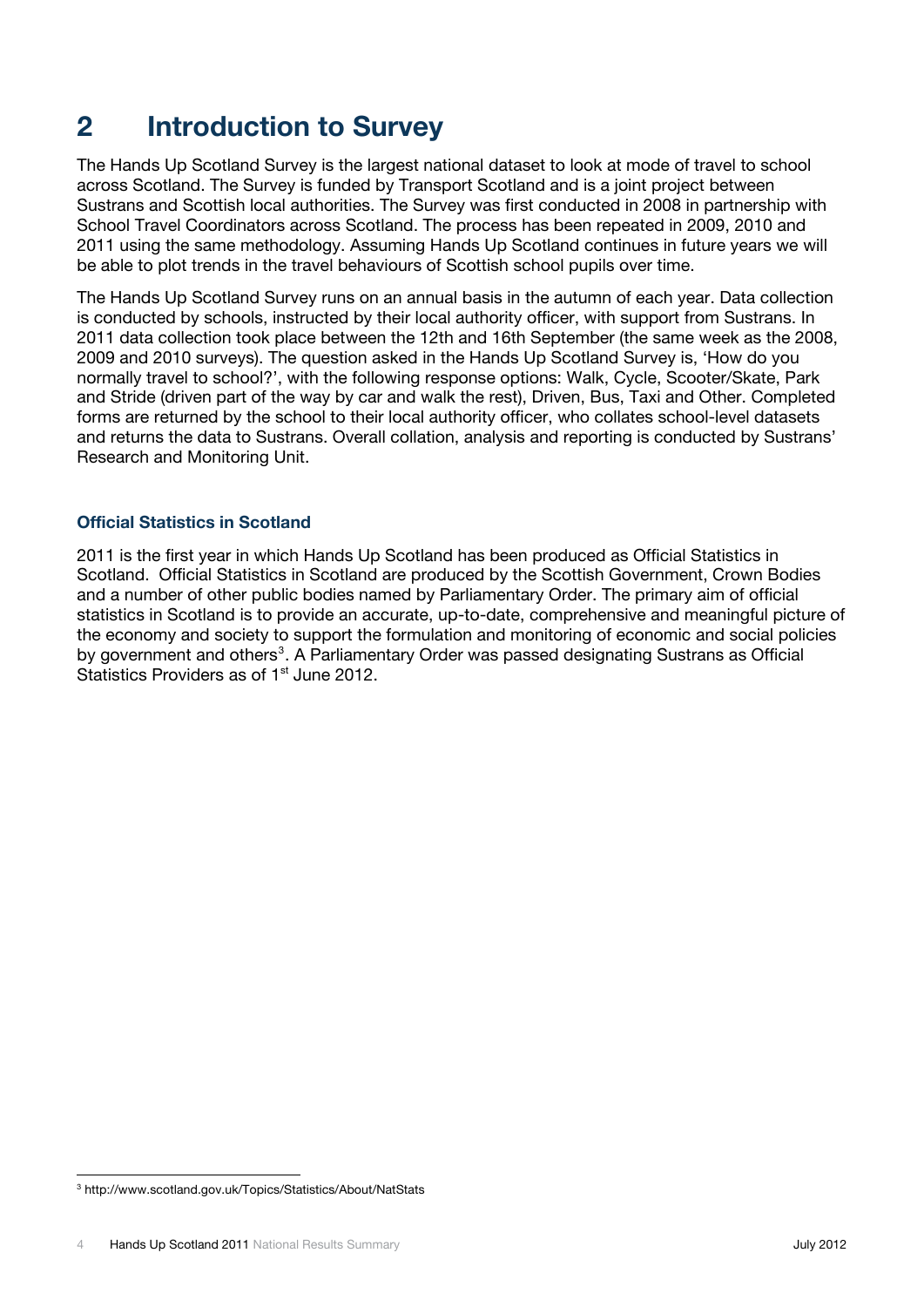# 2 Introduction to Survey

The Hands Up Scotland Survey is the largest national dataset to look at mode of travel to school across Scotland. The Survey is funded by Transport Scotland and is a joint project between Sustrans and Scottish local authorities. The Survey was first conducted in 2008 in partnership with School Travel Coordinators across Scotland. The process has been repeated in 2009, 2010 and 2011 using the same methodology. Assuming Hands Up Scotland continues in future years we will be able to plot trends in the travel behaviours of Scottish school pupils over time.

The Hands Up Scotland Survey runs on an annual basis in the autumn of each year. Data collection is conducted by schools, instructed by their local authority officer, with support from Sustrans. In 2011 data collection took place between the 12th and 16th September (the same week as the 2008, 2009 and 2010 surveys). The question asked in the Hands Up Scotland Survey is, 'How do you normally travel to school?', with the following response options: Walk, Cycle, Scooter/Skate, Park and Stride (driven part of the way by car and walk the rest), Driven, Bus, Taxi and Other. Completed forms are returned by the school to their local authority officer, who collates school-level datasets and returns the data to Sustrans. Overall collation, analysis and reporting is conducted by Sustrans' Research and Monitoring Unit.

### Official Statistics in Scotland

2011 is the first year in which Hands Up Scotland has been produced as Official Statistics in Scotland. Official Statistics in Scotland are produced by the Scottish Government, Crown Bodies and a number of other public bodies named by Parliamentary Order. The primary aim of official statistics in Scotland is to provide an accurate, up-to-date, comprehensive and meaningful picture of the economy and society to support the formulation and monitoring of economic and social policies by government and others[3]. A Parliamentary Order was passed designating Sustrans as Official Statistics Providers as of 1st June 2012.

[3] http://www.scotland.gov.uk/Topics/Statistics/About/NatStats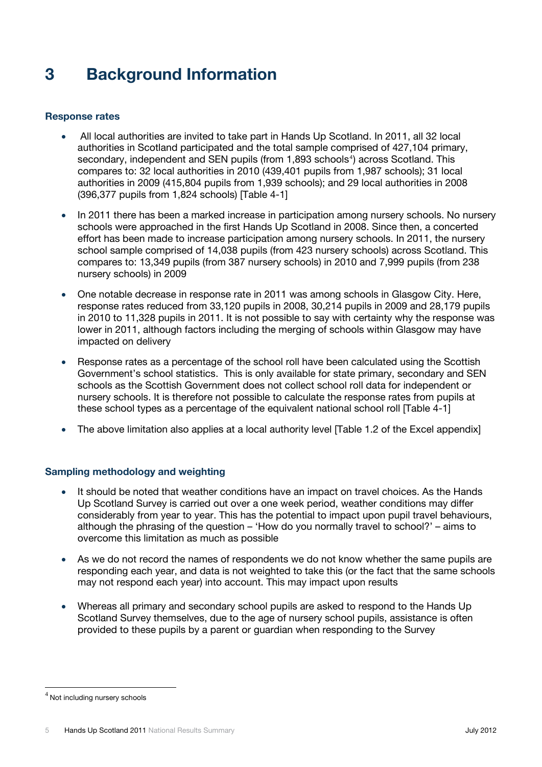# 3 Background Information

### Response rates

- All local authorities are invited to take part in Hands Up Scotland. In 2011, all 32 local authorities in Scotland participated and the total sample comprised of 427,104 primary, secondary, independent and SEN pupils (from 1,893 schools[4]) across Scotland. This compares to: 32 local authorities in 2010 (439,401 pupils from 1,987 schools); 31 local authorities in 2009 (415,804 pupils from 1,939 schools); and 29 local authorities in 2008 (396,377 pupils from 1,824 schools) [Table 4-1]

- In 2011 there has been a marked increase in participation among nursery schools. No nursery schools were approached in the first Hands Up Scotland in 2008. Since then, a concerted effort has been made to increase participation among nursery schools. In 2011, the nursery school sample comprised of 14,038 pupils (from 423 nursery schools) across Scotland. This compares to: 13,349 pupils (from 387 nursery schools) in 2010 and 7,999 pupils (from 238 nursery schools) in 2009

- One notable decrease in response rate in 2011 was among schools in Glasgow City. Here, response rates reduced from 33,120 pupils in 2008, 30,214 pupils in 2009 and 28,179 pupils in 2010 to 11,328 pupils in 2011. It is not possible to say with certainty why the response was lower in 2011, although factors including the merging of schools within Glasgow may have impacted on delivery

- Response rates as a percentage of the school roll have been calculated using the Scottish Government's school statistics. This is only available for state primary, secondary and SEN schools as the Scottish Government does not collect school roll data for independent or nursery schools. It is therefore not possible to calculate the response rates from pupils at these school types as a percentage of the equivalent national school roll [Table 4-1]

- The above limitation also applies at a local authority level [Table 1.2 of the Excel appendix]

### Sampling methodology and weighting

- It should be noted that weather conditions have an impact on travel choices. As the Hands Up Scotland Survey is carried out over a one week period, weather conditions may differ considerably from year to year. This has the potential to impact upon pupil travel behaviours, although the phrasing of the question – 'How do you normally travel to school?' – aims to overcome this limitation as much as possible

- As we do not record the names of respondents we do not know whether the same pupils are responding each year, and data is not weighted to take this (or the fact that the same schools may not respond each year) into account. This may impact upon results

- Whereas all primary and secondary school pupils are asked to respond to the Hands Up Scotland Survey themselves, due to the age of nursery school pupils, assistance is often provided to these pupils by a parent or guardian when responding to the Survey

---

[4] Not including nursery schools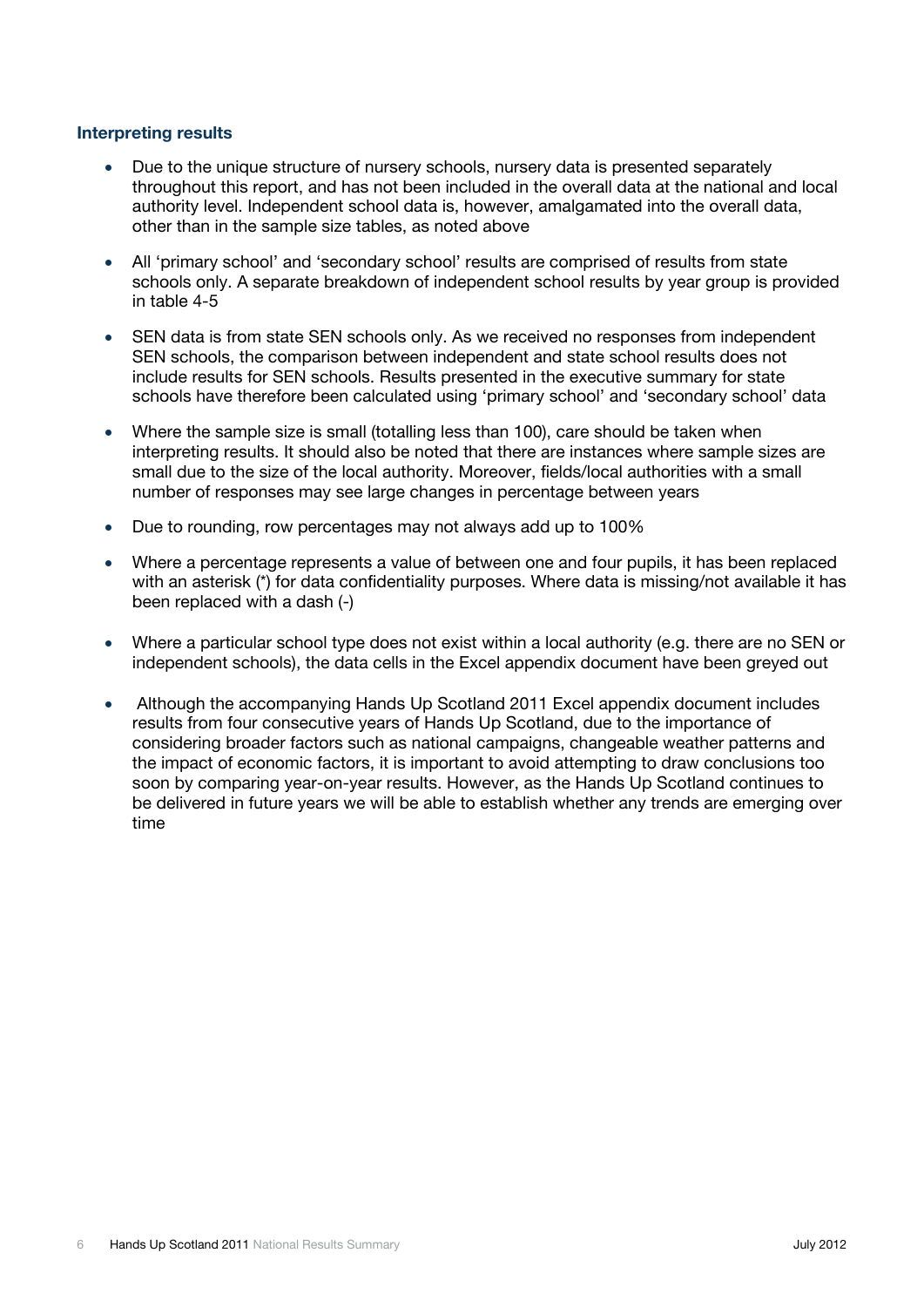### Interpreting results

- Due to the unique structure of nursery schools, nursery data is presented separately throughout this report, and has not been included in the overall data at the national and local authority level. Independent school data is, however, amalgamated into the overall data, other than in the sample size tables, as noted above
- All 'primary school' and 'secondary school' results are comprised of results from state schools only. A separate breakdown of independent school results by year group is provided in table 4-5
- SEN data is from state SEN schools only. As we received no responses from independent SEN schools, the comparison between independent and state school results does not include results for SEN schools. Results presented in the executive summary for state schools have therefore been calculated using 'primary school' and 'secondary school' data
- Where the sample size is small (totalling less than 100), care should be taken when interpreting results. It should also be noted that there are instances where sample sizes are small due to the size of the local authority. Moreover, fields/local authorities with a small number of responses may see large changes in percentage between years
- Due to rounding, row percentages may not always add up to 100%
- Where a percentage represents a value of between one and four pupils, it has been replaced with an asterisk (*) for data confidentiality purposes. Where data is missing/not available it has been replaced with a dash (-)
- Where a particular school type does not exist within a local authority (e.g. there are no SEN or independent schools), the data cells in the Excel appendix document have been greyed out
- Although the accompanying Hands Up Scotland 2011 Excel appendix document includes results from four consecutive years of Hands Up Scotland, due to the importance of considering broader factors such as national campaigns, changeable weather patterns and the impact of economic factors, it is important to avoid attempting to draw conclusions too soon by comparing year-on-year results. However, as the Hands Up Scotland continues to be delivered in future years we will be able to establish whether any trends are emerging over time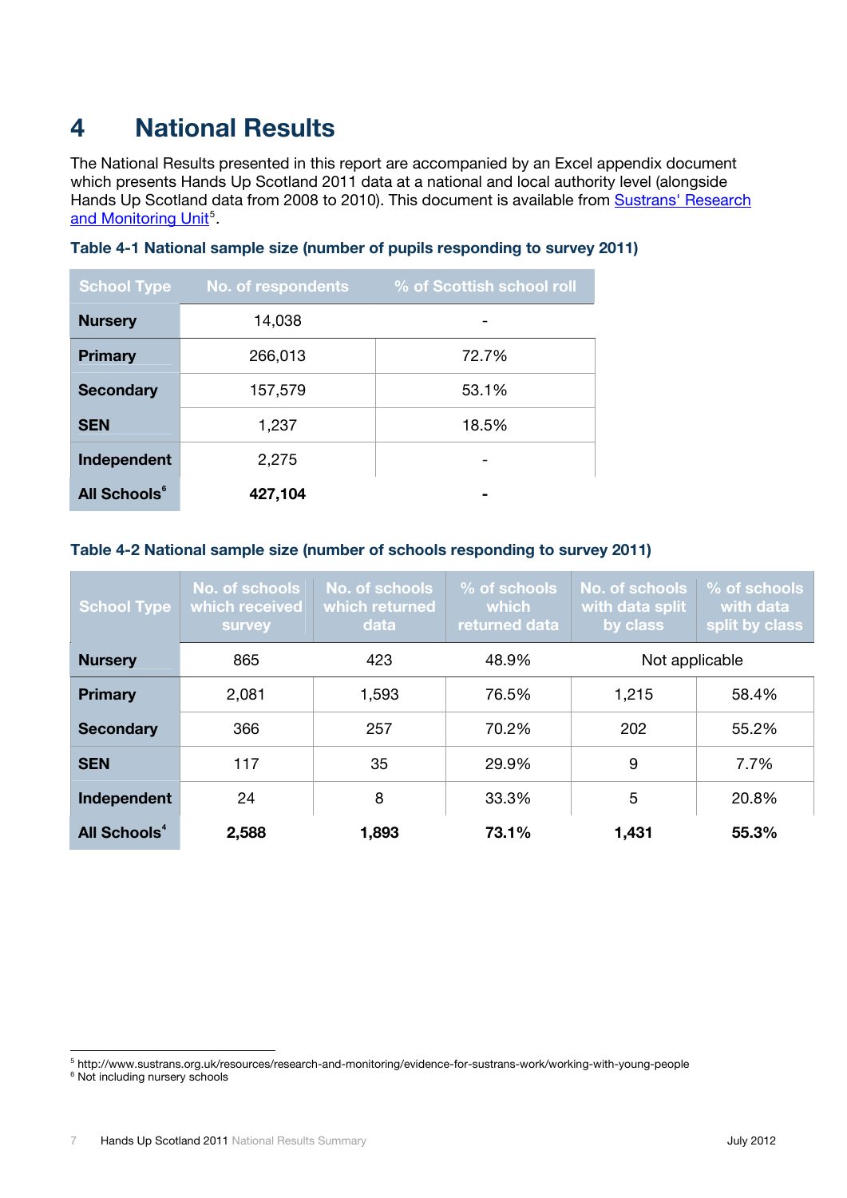# 4 National Results

The National Results presented in this report are accompanied by an Excel appendix document which presents Hands Up Scotland 2011 data at a national and local authority level (alongside Hands Up Scotland data from 2008 to 2010). This document is available from [Sustrans' Research and Monitoring Unit](http://www.sustrans.org.uk/resources/research-and-monitoring/evidence-for-sustrans-work/working-with-young-people)[5].

**Table 4-1 National sample size (number of pupils responding to survey 2011)**

| School Type | No. of respondents | % of Scottish school roll |
|---|---|---|
| **Nursery** | 14,038 | - |
| **Primary** | 266,013 | 72.7% |
| **Secondary** | 157,579 | 53.1% |
| **SEN** | 1,237 | 18.5% |
| **Independent** | 2,275 | - |
| **All Schools**[6] | **427,104** | **-** |

**Table 4-2 National sample size (number of schools responding to survey 2011)**

| School Type | No. of schools which received survey | No. of schools which returned data | % of schools which returned data | No. of schools with data split by class | % of schools with data split by class |
|---|---|---|---|---|---|
| **Nursery** | 865 | 423 | 48.9% | Not applicable | |
| **Primary** | 2,081 | 1,593 | 76.5% | 1,215 | 58.4% |
| **Secondary** | 366 | 257 | 70.2% | 202 | 55.2% |
| **SEN** | 117 | 35 | 29.9% | 9 | 7.7% |
| **Independent** | 24 | 8 | 33.3% | 5 | 20.8% |
| **All Schools**[4] | **2,588** | **1,893** | **73.1%** | **1,431** | **55.3%** |

[5] http://www.sustrans.org.uk/resources/research-and-monitoring/evidence-for-sustrans-work/working-with-young-people

[6] Not including nursery schools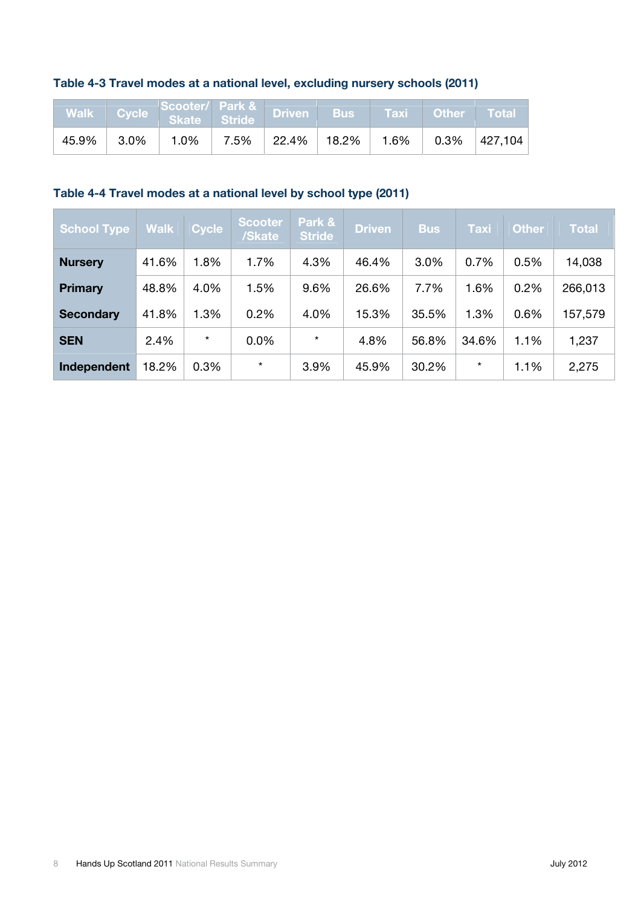### Table 4-3 Travel modes at a national level, excluding nursery schools (2011)

| Walk | Cycle | Scooter/ Skate | Park & Stride | Driven | Bus | Taxi | Other | Total |
|---|---|---|---|---|---|---|---|---|
| 45.9% | 3.0% | 1.0% | 7.5% | 22.4% | 18.2% | 1.6% | 0.3% | 427,104 |

### Table 4-4 Travel modes at a national level by school type (2011)

| School Type | Walk | Cycle | Scooter /Skate | Park & Stride | Driven | Bus | Taxi | Other | Total |
|---|---|---|---|---|---|---|---|---|---|
| **Nursery** | 41.6% | 1.8% | 1.7% | 4.3% | 46.4% | 3.0% | 0.7% | 0.5% | 14,038 |
| **Primary** | 48.8% | 4.0% | 1.5% | 9.6% | 26.6% | 7.7% | 1.6% | 0.2% | 266,013 |
| **Secondary** | 41.8% | 1.3% | 0.2% | 4.0% | 15.3% | 35.5% | 1.3% | 0.6% | 157,579 |
| **SEN** | 2.4% | * | 0.0% | * | 4.8% | 56.8% | 34.6% | 1.1% | 1,237 |
| **Independent** | 18.2% | 0.3% | * | 3.9% | 45.9% | 30.2% | * | 1.1% | 2,275 |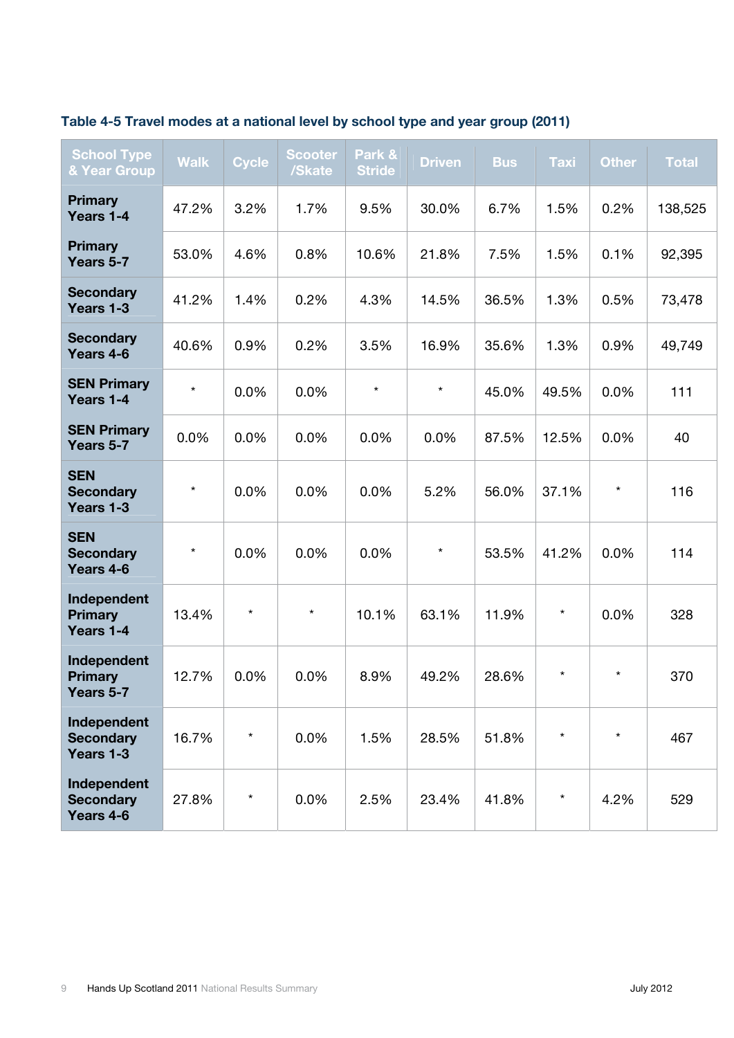### Table 4-5 Travel modes at a national level by school type and year group (2011)

| School Type & Year Group | Walk | Cycle | Scooter /Skate | Park & Stride | Driven | Bus | Taxi | Other | Total |
|---|---|---|---|---|---|---|---|---|---|
| **Primary Years 1-4** | 47.2% | 3.2% | 1.7% | 9.5% | 30.0% | 6.7% | 1.5% | 0.2% | 138,525 |
| **Primary Years 5-7** | 53.0% | 4.6% | 0.8% | 10.6% | 21.8% | 7.5% | 1.5% | 0.1% | 92,395 |
| **Secondary Years 1-3** | 41.2% | 1.4% | 0.2% | 4.3% | 14.5% | 36.5% | 1.3% | 0.5% | 73,478 |
| **Secondary Years 4-6** | 40.6% | 0.9% | 0.2% | 3.5% | 16.9% | 35.6% | 1.3% | 0.9% | 49,749 |
| **SEN Primary Years 1-4** | * | 0.0% | 0.0% | * | * | 45.0% | 49.5% | 0.0% | 111 |
| **SEN Primary Years 5-7** | 0.0% | 0.0% | 0.0% | 0.0% | 0.0% | 87.5% | 12.5% | 0.0% | 40 |
| **SEN Secondary Years 1-3** | * | 0.0% | 0.0% | 0.0% | 5.2% | 56.0% | 37.1% | * | 116 |
| **SEN Secondary Years 4-6** | * | 0.0% | 0.0% | 0.0% | * | 53.5% | 41.2% | 0.0% | 114 |
| **Independent Primary Years 1-4** | 13.4% | * | * | 10.1% | 63.1% | 11.9% | * | 0.0% | 328 |
| **Independent Primary Years 5-7** | 12.7% | 0.0% | 0.0% | 8.9% | 49.2% | 28.6% | * | * | 370 |
| **Independent Secondary Years 1-3** | 16.7% | * | 0.0% | 1.5% | 28.5% | 51.8% | * | * | 467 |
| **Independent Secondary Years 4-6** | 27.8% | * | 0.0% | 2.5% | 23.4% | 41.8% | * | 4.2% | 529 |